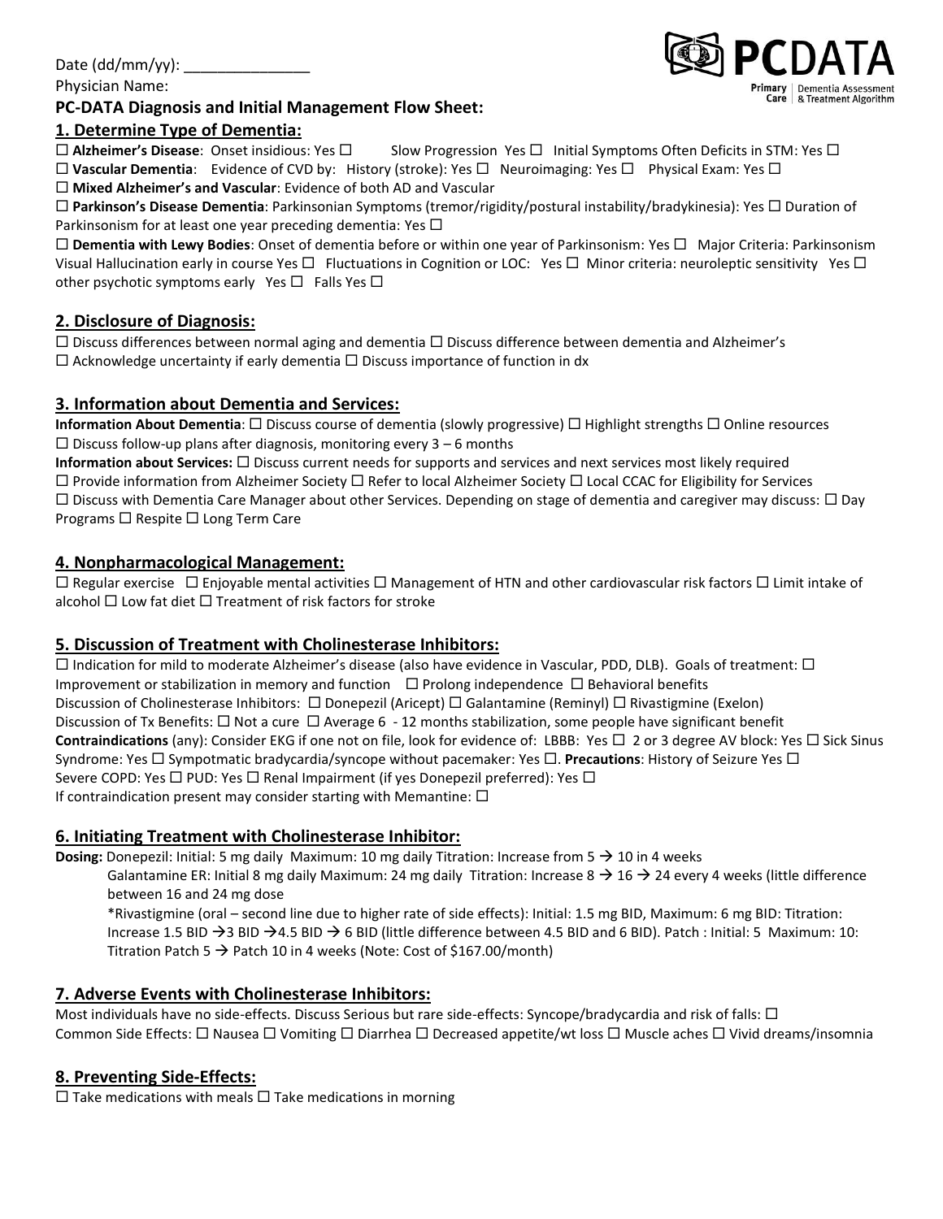Date (dd/mm/yy): _______________

Physician Name:

**PC-DATA Diagnosis and Initial Management Flow Sheet:**

## 1. Determine Type of Dementia:

☐ **Alzheimer's Disease**: Onset insidious: Yes ☐ Slow Progression Yes ☐ Initial Symptoms Often Deficits in STM: Yes ☐

☐ **Vascular Dementia**: Evidence of CVD by: History (stroke): Yes ☐ Neuroimaging: Yes ☐ Physical Exam: Yes ☐

☐ **Mixed Alzheimer's and Vascular**: Evidence of both AD and Vascular

☐ **Parkinson's Disease Dementia**: Parkinsonian Symptoms (tremor/rigidity/postural instability/bradykinesia): Yes ☐ Duration of Parkinsonism for at least one year preceding dementia: Yes ☐

☐ **Dementia with Lewy Bodies**: Onset of dementia before or within one year of Parkinsonism: Yes ☐ Major Criteria: Parkinsonism Visual Hallucination early in course Yes ☐ Fluctuations in Cognition or LOC: Yes ☐ Minor criteria: neuroleptic sensitivity Yes ☐ other psychotic symptoms early Yes ☐ Falls Yes ☐

## 2. Disclosure of Diagnosis:

☐ Discuss differences between normal aging and dementia ☐ Discuss difference between dementia and Alzheimer's
☐ Acknowledge uncertainty if early dementia ☐ Discuss importance of function in dx

## 3. Information about Dementia and Services:

**Information About Dementia**: ☐ Discuss course of dementia (slowly progressive) ☐ Highlight strengths ☐ Online resources
☐ Discuss follow-up plans after diagnosis, monitoring every 3 – 6 months

**Information about Services:** ☐ Discuss current needs for supports and services and next services most likely required
☐ Provide information from Alzheimer Society ☐ Refer to local Alzheimer Society ☐ Local CCAC for Eligibility for Services
☐ Discuss with Dementia Care Manager about other Services. Depending on stage of dementia and caregiver may discuss: ☐ Day Programs ☐ Respite ☐ Long Term Care

## 4. Nonpharmacological Management:

☐ Regular exercise ☐ Enjoyable mental activities ☐ Management of HTN and other cardiovascular risk factors ☐ Limit intake of alcohol ☐ Low fat diet ☐ Treatment of risk factors for stroke

## 5. Discussion of Treatment with Cholinesterase Inhibitors:

☐ Indication for mild to moderate Alzheimer's disease (also have evidence in Vascular, PDD, DLB). Goals of treatment: ☐ Improvement or stabilization in memory and function ☐ Prolong independence ☐ Behavioral benefits

Discussion of Cholinesterase Inhibitors: ☐ Donepezil (Aricept) ☐ Galantamine (Reminyl) ☐ Rivastigmine (Exelon)

Discussion of Tx Benefits: ☐ Not a cure ☐ Average 6 - 12 months stabilization, some people have significant benefit

**Contraindications** (any): Consider EKG if one not on file, look for evidence of: LBBB: Yes ☐ 2 or 3 degree AV block: Yes ☐ Sick Sinus Syndrome: Yes ☐ Sympotmatic bradycardia/syncope without pacemaker: Yes ☐. **Precautions**: History of Seizure Yes ☐ Severe COPD: Yes ☐ PUD: Yes ☐ Renal Impairment (if yes Donepezil preferred): Yes ☐

If contraindication present may consider starting with Memantine: ☐

## 6. Initiating Treatment with Cholinesterase Inhibitor:

**Dosing:** Donepezil: Initial: 5 mg daily Maximum: 10 mg daily Titration: Increase from 5 → 10 in 4 weeks

Galantamine ER: Initial 8 mg daily Maximum: 24 mg daily Titration: Increase 8 → 16 → 24 every 4 weeks (little difference between 16 and 24 mg dose

*Rivastigmine (oral – second line due to higher rate of side effects): Initial: 1.5 mg BID, Maximum: 6 mg BID: Titration: Increase 1.5 BID →3 BID →4.5 BID → 6 BID (little difference between 4.5 BID and 6 BID). Patch : Initial: 5 Maximum: 10: Titration Patch 5 → Patch 10 in 4 weeks (Note: Cost of $167.00/month)

## 7. Adverse Events with Cholinesterase Inhibitors:

Most individuals have no side-effects. Discuss Serious but rare side-effects: Syncope/bradycardia and risk of falls: ☐
Common Side Effects: ☐ Nausea ☐ Vomiting ☐ Diarrhea ☐ Decreased appetite/wt loss ☐ Muscle aches ☐ Vivid dreams/insomnia

## 8. Preventing Side-Effects:

☐ Take medications with meals ☐ Take medications in morning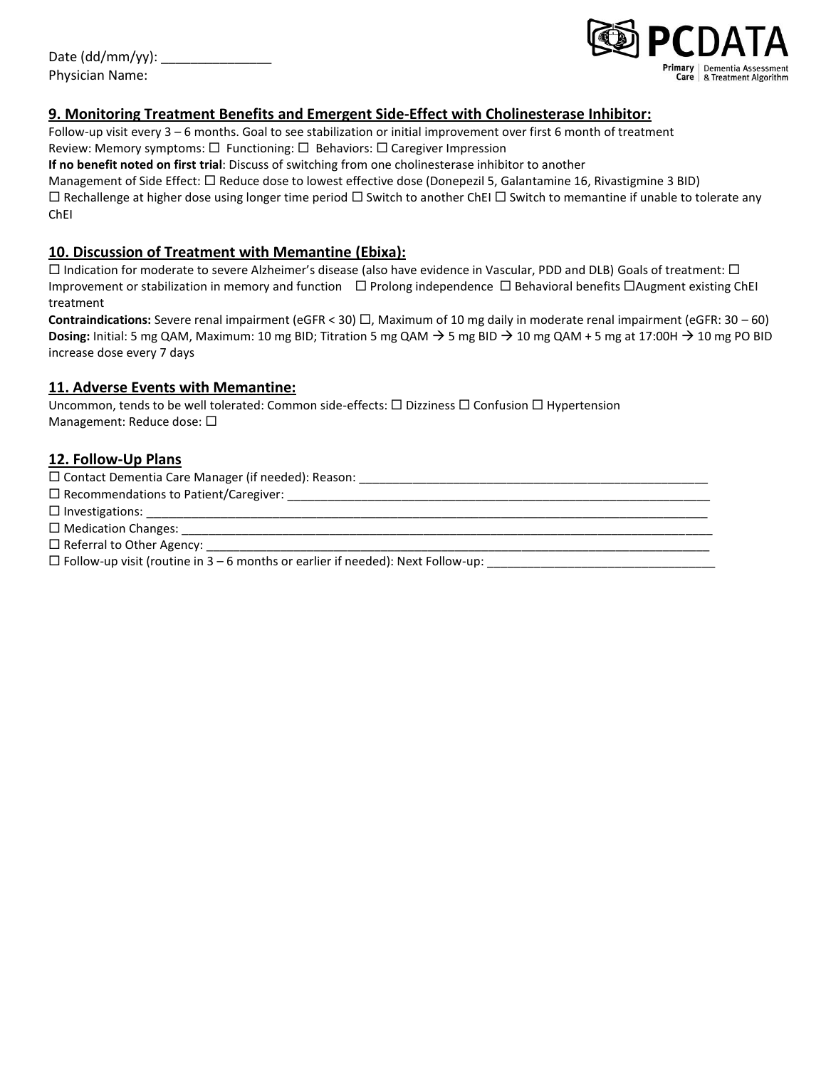Date (dd/mm/yy): _______________
Physician Name:

PCDATA Primary Care | Dementia Assessment & Treatment Algorithm

## 9. Monitoring Treatment Benefits and Emergent Side-Effect with Cholinesterase Inhibitor:

Follow-up visit every 3 – 6 months. Goal to see stabilization or initial improvement over first 6 month of treatment

Review: Memory symptoms: ☐ Functioning: ☐ Behaviors: ☐ Caregiver Impression

**If no benefit noted on first trial**: Discuss of switching from one cholinesterase inhibitor to another

Management of Side Effect: ☐ Reduce dose to lowest effective dose (Donepezil 5, Galantamine 16, Rivastigmine 3 BID)

☐ Rechallenge at higher dose using longer time period ☐ Switch to another ChEI ☐ Switch to memantine if unable to tolerate any ChEI

## 10. Discussion of Treatment with Memantine (Ebixa):

☐ Indication for moderate to severe Alzheimer's disease (also have evidence in Vascular, PDD and DLB) Goals of treatment: ☐ Improvement or stabilization in memory and function ☐ Prolong independence ☐ Behavioral benefits ☐Augment existing ChEI treatment

**Contraindications:** Severe renal impairment (eGFR < 30) ☐, Maximum of 10 mg daily in moderate renal impairment (eGFR: 30 – 60)

**Dosing:** Initial: 5 mg QAM, Maximum: 10 mg BID; Titration 5 mg QAM → 5 mg BID → 10 mg QAM + 5 mg at 17:00H → 10 mg PO BID increase dose every 7 days

## 11. Adverse Events with Memantine:

Uncommon, tends to be well tolerated: Common side-effects: ☐ Dizziness ☐ Confusion ☐ Hypertension

Management: Reduce dose: ☐

## 12. Follow-Up Plans

☐ Contact Dementia Care Manager (if needed): Reason: ______________________________________________________

☐ Recommendations to Patient/Caregiver: _______________________________________________________________

☐ Investigations: _________________________________________________________________________________

☐ Medication Changes: _____________________________________________________________________________

☐ Referral to Other Agency: _________________________________________________________________________

☐ Follow-up visit (routine in 3 – 6 months or earlier if needed): Next Follow-up: __________________________________